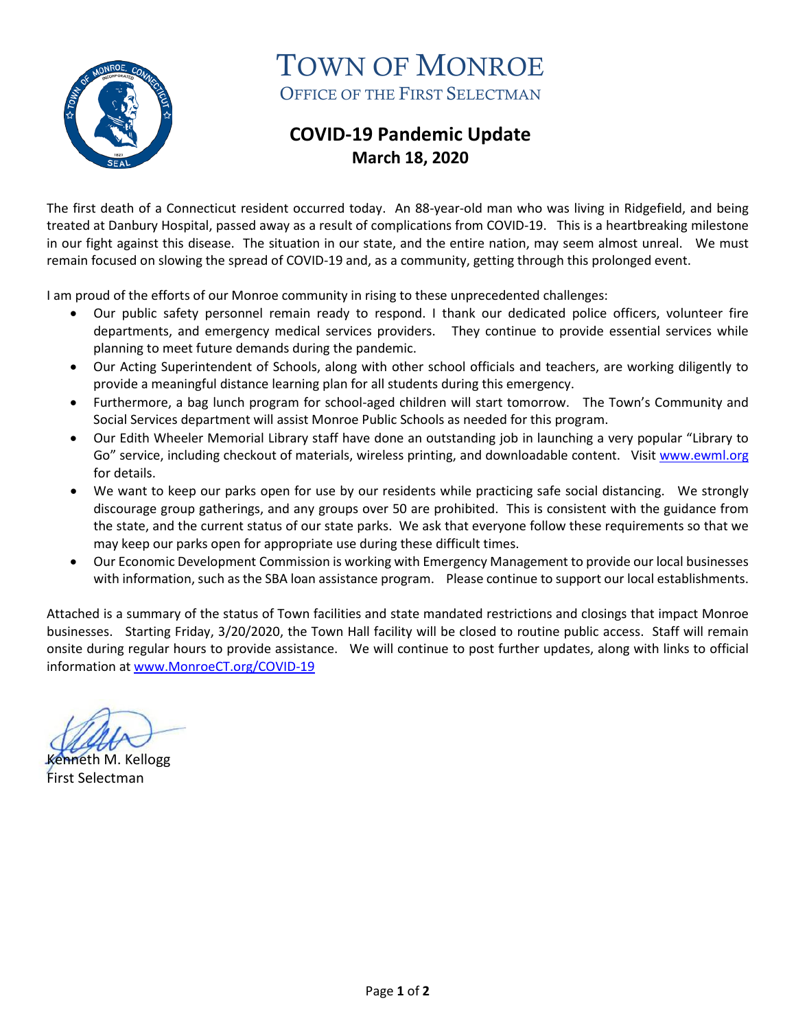# TOWN OF MONROE

OFFICE OF THE FIRST SELECTMAN

## COVID-19 Pandemic Update

**March 18, 2020**

The first death of a Connecticut resident occurred today. An 88-year-old man who was living in Ridgefield, and being treated at Danbury Hospital, passed away as a result of complications from COVID-19. This is a heartbreaking milestone in our fight against this disease. The situation in our state, and the entire nation, may seem almost unreal. We must remain focused on slowing the spread of COVID-19 and, as a community, getting through this prolonged event.

I am proud of the efforts of our Monroe community in rising to these unprecedented challenges:

- Our public safety personnel remain ready to respond. I thank our dedicated police officers, volunteer fire departments, and emergency medical services providers. They continue to provide essential services while planning to meet future demands during the pandemic.
- Our Acting Superintendent of Schools, along with other school officials and teachers, are working diligently to provide a meaningful distance learning plan for all students during this emergency.
- Furthermore, a bag lunch program for school-aged children will start tomorrow. The Town's Community and Social Services department will assist Monroe Public Schools as needed for this program.
- Our Edith Wheeler Memorial Library staff have done an outstanding job in launching a very popular "Library to Go" service, including checkout of materials, wireless printing, and downloadable content. Visit www.ewml.org for details.
- We want to keep our parks open for use by our residents while practicing safe social distancing. We strongly discourage group gatherings, and any groups over 50 are prohibited. This is consistent with the guidance from the state, and the current status of our state parks. We ask that everyone follow these requirements so that we may keep our parks open for appropriate use during these difficult times.
- Our Economic Development Commission is working with Emergency Management to provide our local businesses with information, such as the SBA loan assistance program. Please continue to support our local establishments.

Attached is a summary of the status of Town facilities and state mandated restrictions and closings that impact Monroe businesses. Starting Friday, 3/20/2020, the Town Hall facility will be closed to routine public access. Staff will remain onsite during regular hours to provide assistance. We will continue to post further updates, along with links to official information at www.MonroeCT.org/COVID-19

Kenneth M. Kellogg
First Selectman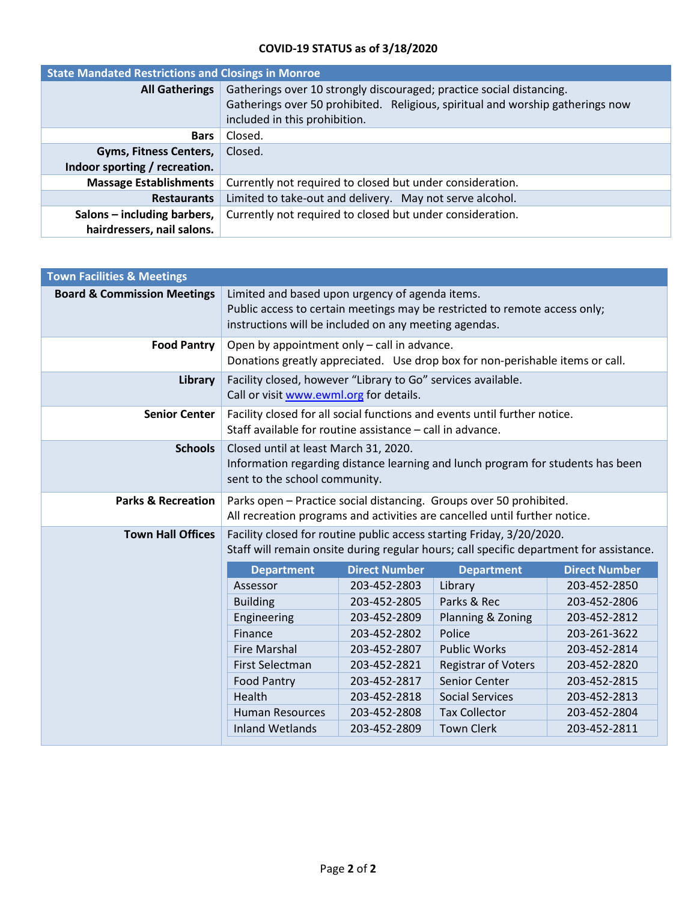**COVID-19 STATUS as of 3/18/2020**

| State Mandated Restrictions and Closings in Monroe | |
|---|---|
| **All Gatherings** | Gatherings over 10 strongly discouraged; practice social distancing.<br>Gatherings over 50 prohibited. Religious, spiritual and worship gatherings now included in this prohibition. |
| **Bars** | Closed. |
| **Gyms, Fitness Centers, Indoor sporting / recreation.** | Closed. |
| **Massage Establishments** | Currently not required to closed but under consideration. |
| **Restaurants** | Limited to take-out and delivery. May not serve alcohol. |
| **Salons – including barbers, hairdressers, nail salons.** | Currently not required to closed but under consideration. |

| Town Facilities & Meetings | |
|---|---|
| **Board & Commission Meetings** | Limited and based upon urgency of agenda items.<br>Public access to certain meetings may be restricted to remote access only; instructions will be included on any meeting agendas. |
| **Food Pantry** | Open by appointment only – call in advance.<br>Donations greatly appreciated. Use drop box for non-perishable items or call. |
| **Library** | Facility closed, however "Library to Go" services available.<br>Call or visit [www.ewml.org](http://www.ewml.org) for details. |
| **Senior Center** | Facility closed for all social functions and events until further notice.<br>Staff available for routine assistance – call in advance. |
| **Schools** | Closed until at least March 31, 2020.<br>Information regarding distance learning and lunch program for students has been sent to the school community. |
| **Parks & Recreation** | Parks open – Practice social distancing. Groups over 50 prohibited.<br>All recreation programs and activities are cancelled until further notice. |
| **Town Hall Offices** | Facility closed for routine public access starting Friday, 3/20/2020.<br>Staff will remain onsite during regular hours; call specific department for assistance. |

| Department | Direct Number | Department | Direct Number |
|---|---|---|---|
| Assessor | 203-452-2803 | Library | 203-452-2850 |
| Building | 203-452-2805 | Parks & Rec | 203-452-2806 |
| Engineering | 203-452-2809 | Planning & Zoning | 203-452-2812 |
| Finance | 203-452-2802 | Police | 203-261-3622 |
| Fire Marshal | 203-452-2807 | Public Works | 203-452-2814 |
| First Selectman | 203-452-2821 | Registrar of Voters | 203-452-2820 |
| Food Pantry | 203-452-2817 | Senior Center | 203-452-2815 |
| Health | 203-452-2818 | Social Services | 203-452-2813 |
| Human Resources | 203-452-2808 | Tax Collector | 203-452-2804 |
| Inland Wetlands | 203-452-2809 | Town Clerk | 203-452-2811 |